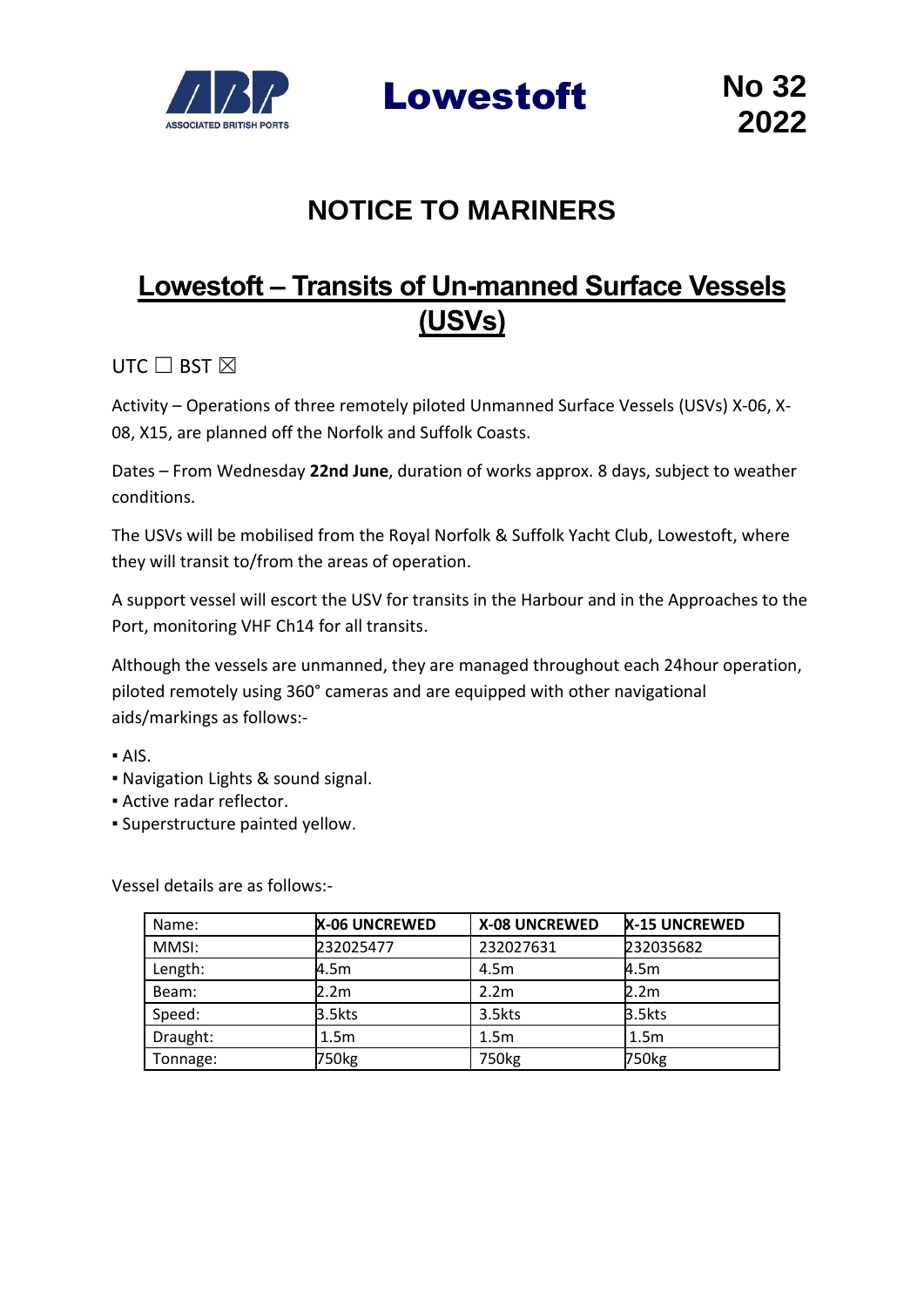ABP ASSOCIATED BRITISH PORTS

# Lowestoft

No 32
2022

## NOTICE TO MARINERS

## Lowestoft – Transits of Un-manned Surface Vessels (USVs)

UTC ☐ BST ☒

Activity – Operations of three remotely piloted Unmanned Surface Vessels (USVs) X-06, X-08, X15, are planned off the Norfolk and Suffolk Coasts.

Dates – From Wednesday **22nd June**, duration of works approx. 8 days, subject to weather conditions.

The USVs will be mobilised from the Royal Norfolk & Suffolk Yacht Club, Lowestoft, where they will transit to/from the areas of operation.

A support vessel will escort the USV for transits in the Harbour and in the Approaches to the Port, monitoring VHF Ch14 for all transits.

Although the vessels are unmanned, they are managed throughout each 24hour operation, piloted remotely using 360° cameras and are equipped with other navigational aids/markings as follows:-

- AIS.
- Navigation Lights & sound signal.
- Active radar reflector.
- Superstructure painted yellow.

Vessel details are as follows:-

| Name: | X-06 UNCREWED | X-08 UNCREWED | X-15 UNCREWED |
|---|---|---|---|
| MMSI: | 232025477 | 232027631 | 232035682 |
| Length: | 4.5m | 4.5m | 4.5m |
| Beam: | 2.2m | 2.2m | 2.2m |
| Speed: | 3.5kts | 3.5kts | 3.5kts |
| Draught: | 1.5m | 1.5m | 1.5m |
| Tonnage: | 750kg | 750kg | 750kg |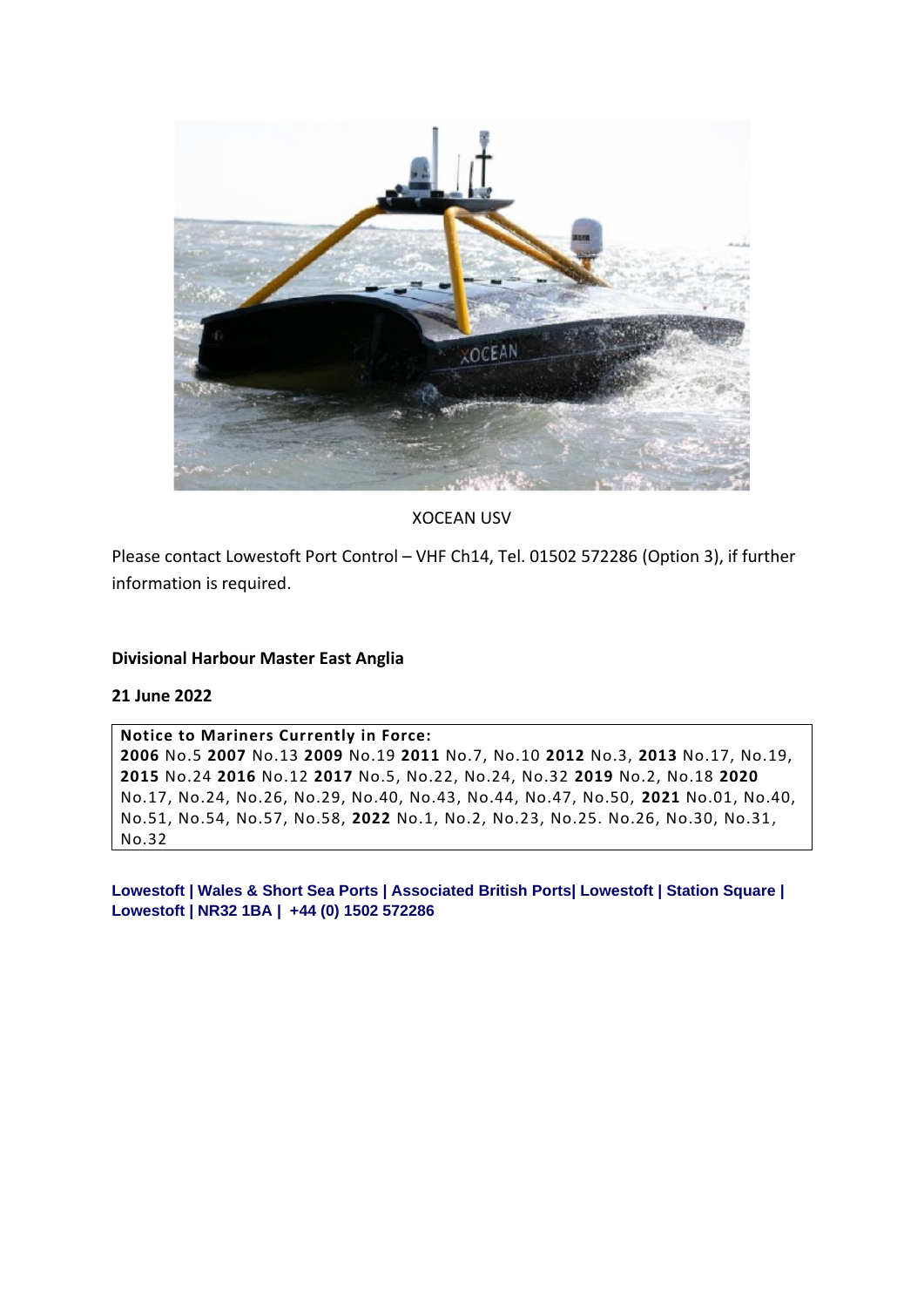XOCEAN USV

Please contact Lowestoft Port Control – VHF Ch14, Tel. 01502 572286 (Option 3), if further information is required.

**Divisional Harbour Master East Anglia**

**21 June 2022**

**Notice to Mariners Currently in Force:**
**2006** No.5 **2007** No.13 **2009** No.19 **2011** No.7, No.10 **2012** No.3, **2013** No.17, No.19, **2015** No.24 **2016** No.12 **2017** No.5, No.22, No.24, No.32 **2019** No.2, No.18 **2020** No.17, No.24, No.26, No.29, No.40, No.43, No.44, No.47, No.50, **2021** No.01, No.40, No.51, No.54, No.57, No.58, **2022** No.1, No.2, No.23, No.25. No.26, No.30, No.31, No.32

**Lowestoft | Wales & Short Sea Ports | Associated British Ports| Lowestoft | Station Square | Lowestoft | NR32 1BA | +44 (0) 1502 572286**